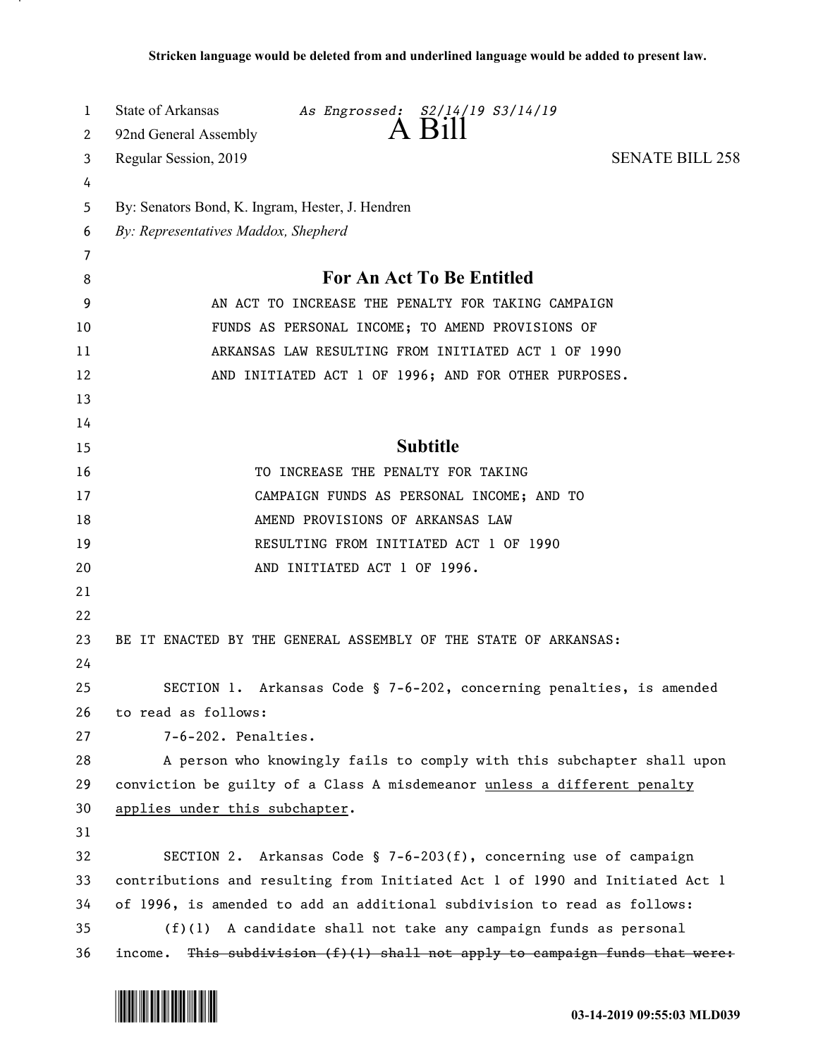Stricken language would be deleted from and underlined language would be added to present law.

State of Arkansas *As Engrossed: S2/14/19 S3/14/19*
92nd General Assembly **A Bill**
Regular Session, 2019 SENATE BILL 258

By: Senators Bond, K. Ingram, Hester, J. Hendren
*By: Representatives Maddox, Shepherd*

## For An Act To Be Entitled

AN ACT TO INCREASE THE PENALTY FOR TAKING CAMPAIGN FUNDS AS PERSONAL INCOME; TO AMEND PROVISIONS OF ARKANSAS LAW RESULTING FROM INITIATED ACT 1 OF 1990 AND INITIATED ACT 1 OF 1996; AND FOR OTHER PURPOSES.

## Subtitle

TO INCREASE THE PENALTY FOR TAKING CAMPAIGN FUNDS AS PERSONAL INCOME; AND TO AMEND PROVISIONS OF ARKANSAS LAW RESULTING FROM INITIATED ACT 1 OF 1990 AND INITIATED ACT 1 OF 1996.

BE IT ENACTED BY THE GENERAL ASSEMBLY OF THE STATE OF ARKANSAS:

SECTION 1. Arkansas Code § 7-6-202, concerning penalties, is amended to read as follows:

7-6-202. Penalties.

A person who knowingly fails to comply with this subchapter shall upon conviction be guilty of a Class A misdemeanor <u>unless a different penalty applies under this subchapter</u>.

SECTION 2. Arkansas Code § 7-6-203(f), concerning use of campaign contributions and resulting from Initiated Act 1 of 1990 and Initiated Act 1 of 1996, is amended to add an additional subdivision to read as follows:

(f)(1) A candidate shall not take any campaign funds as personal income. ~~This subdivision (f)(1) shall not apply to campaign funds that were:~~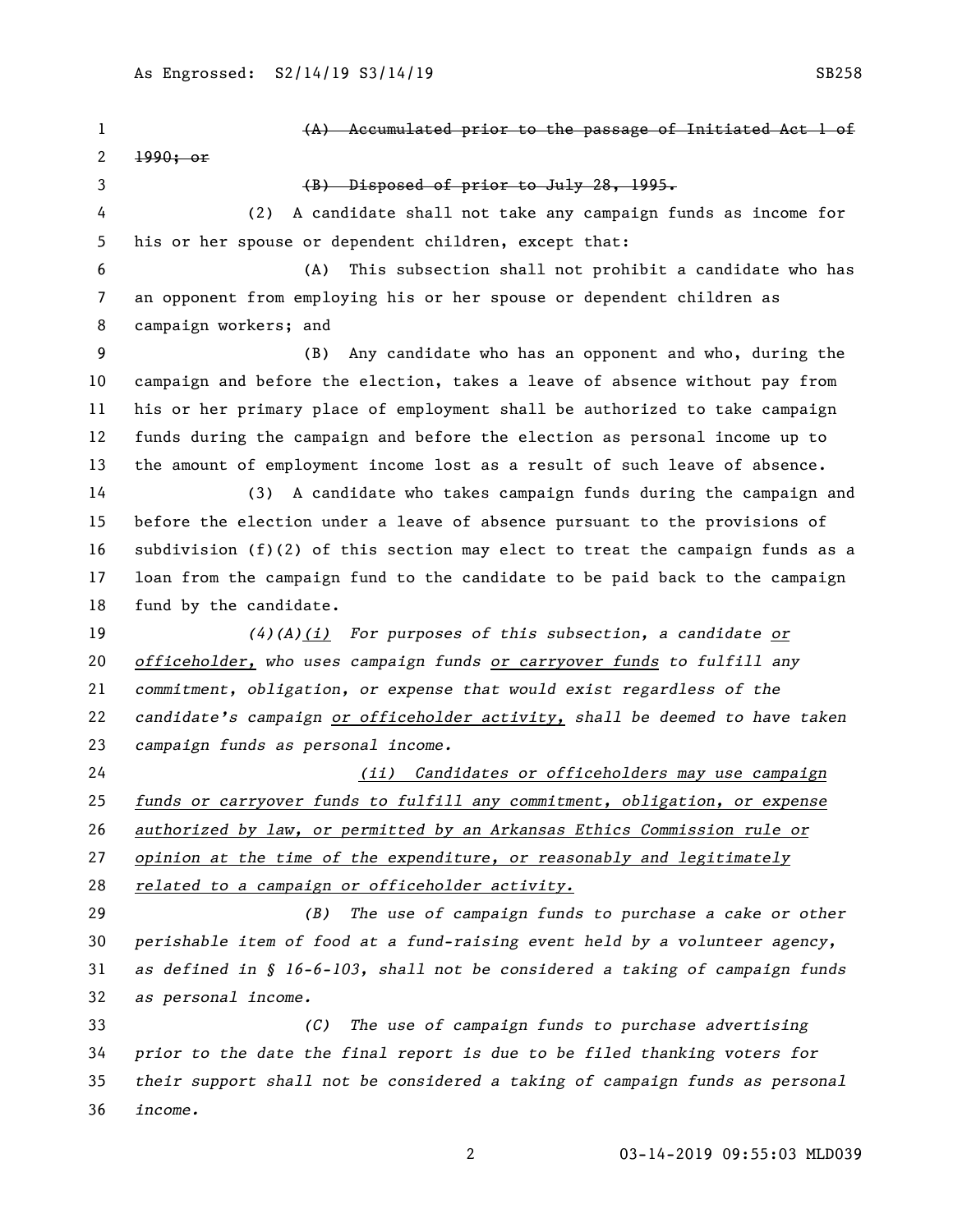~~(A) Accumulated prior to the passage of Initiated Act 1 of 1990; or~~

~~(B) Disposed of prior to July 28, 1995.~~

(2) A candidate shall not take any campaign funds as income for his or her spouse or dependent children, except that:

(A) This subsection shall not prohibit a candidate who has an opponent from employing his or her spouse or dependent children as campaign workers; and

(B) Any candidate who has an opponent and who, during the campaign and before the election, takes a leave of absence without pay from his or her primary place of employment shall be authorized to take campaign funds during the campaign and before the election as personal income up to the amount of employment income lost as a result of such leave of absence.

(3) A candidate who takes campaign funds during the campaign and before the election under a leave of absence pursuant to the provisions of subdivision (f)(2) of this section may elect to treat the campaign funds as a loan from the campaign fund to the candidate to be paid back to the campaign fund by the candidate.

*(4)(A)<u>(i)</u> For purposes of this subsection, a candidate <u>or officeholder,</u> who uses campaign funds <u>or carryover funds</u> to fulfill any commitment, obligation, or expense that would exist regardless of the candidate's campaign <u>or officeholder activity,</u> shall be deemed to have taken campaign funds as personal income.*

*<u>(ii) Candidates or officeholders may use campaign funds or carryover funds to fulfill any commitment, obligation, or expense authorized by law, or permitted by an Arkansas Ethics Commission rule or opinion at the time of the expenditure, or reasonably and legitimately related to a campaign or officeholder activity.</u>*

*(B) The use of campaign funds to purchase a cake or other perishable item of food at a fund-raising event held by a volunteer agency, as defined in § 16-6-103, shall not be considered a taking of campaign funds as personal income.*

*(C) The use of campaign funds to purchase advertising prior to the date the final report is due to be filed thanking voters for their support shall not be considered a taking of campaign funds as personal income.*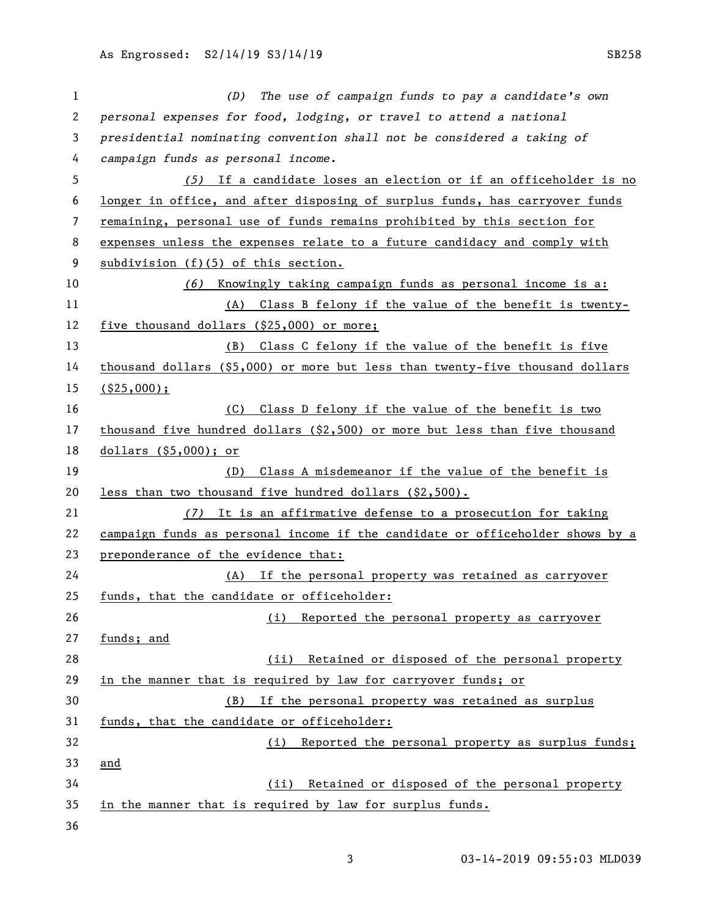*(D) The use of campaign funds to pay a candidate's own personal expenses for food, lodging, or travel to attend a national presidential nominating convention shall not be considered a taking of campaign funds as personal income.*

*(5)* If a candidate loses an election or if an officeholder is no longer in office, and after disposing of surplus funds, has carryover funds remaining, personal use of funds remains prohibited by this section for expenses unless the expenses relate to a future candidacy and comply with subdivision (f)(5) of this section.

*(6)* Knowingly taking campaign funds as personal income is a:

(A) Class B felony if the value of the benefit is twenty-five thousand dollars ($25,000) or more;

(B) Class C felony if the value of the benefit is five thousand dollars ($5,000) or more but less than twenty-five thousand dollars ($25,000);

(C) Class D felony if the value of the benefit is two thousand five hundred dollars ($2,500) or more but less than five thousand dollars ($5,000); or

(D) Class A misdemeanor if the value of the benefit is less than two thousand five hundred dollars ($2,500).

*(7)* It is an affirmative defense to a prosecution for taking campaign funds as personal income if the candidate or officeholder shows by a preponderance of the evidence that:

(A) If the personal property was retained as carryover funds, that the candidate or officeholder:

(i) Reported the personal property as carryover funds; and

(ii) Retained or disposed of the personal property in the manner that is required by law for carryover funds; or

(B) If the personal property was retained as surplus funds, that the candidate or officeholder:

(i) Reported the personal property as surplus funds; and

(ii) Retained or disposed of the personal property in the manner that is required by law for surplus funds.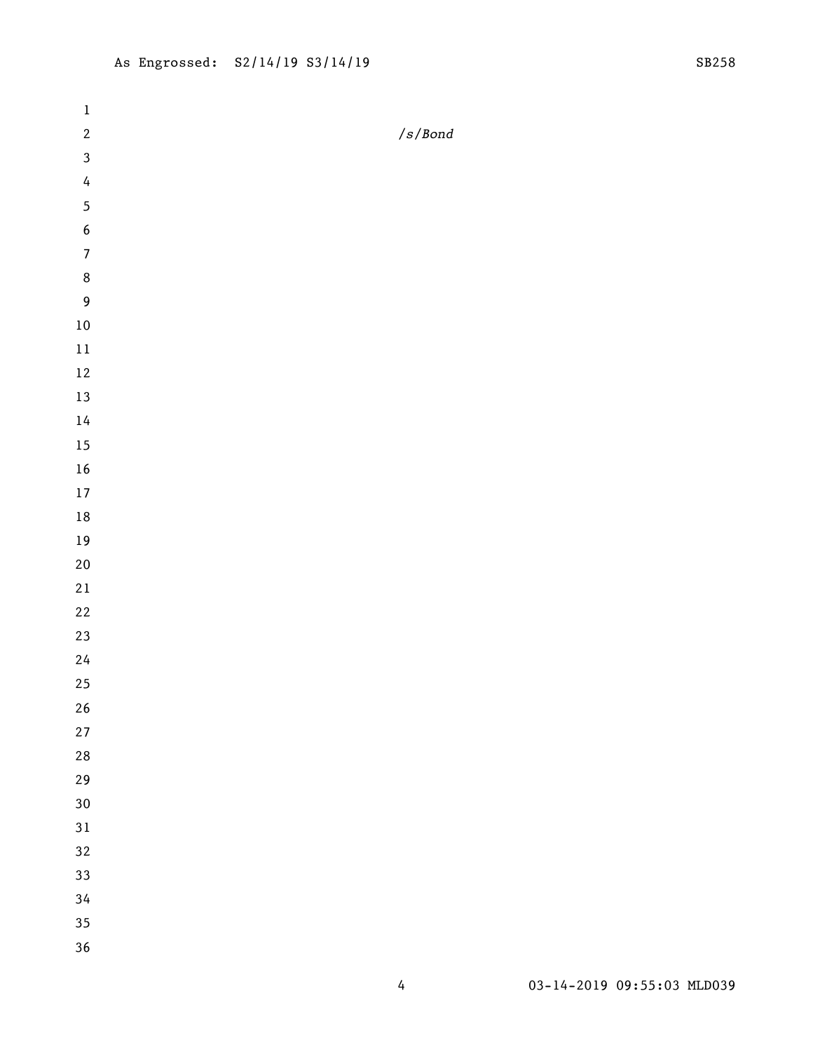*/s/Bond*